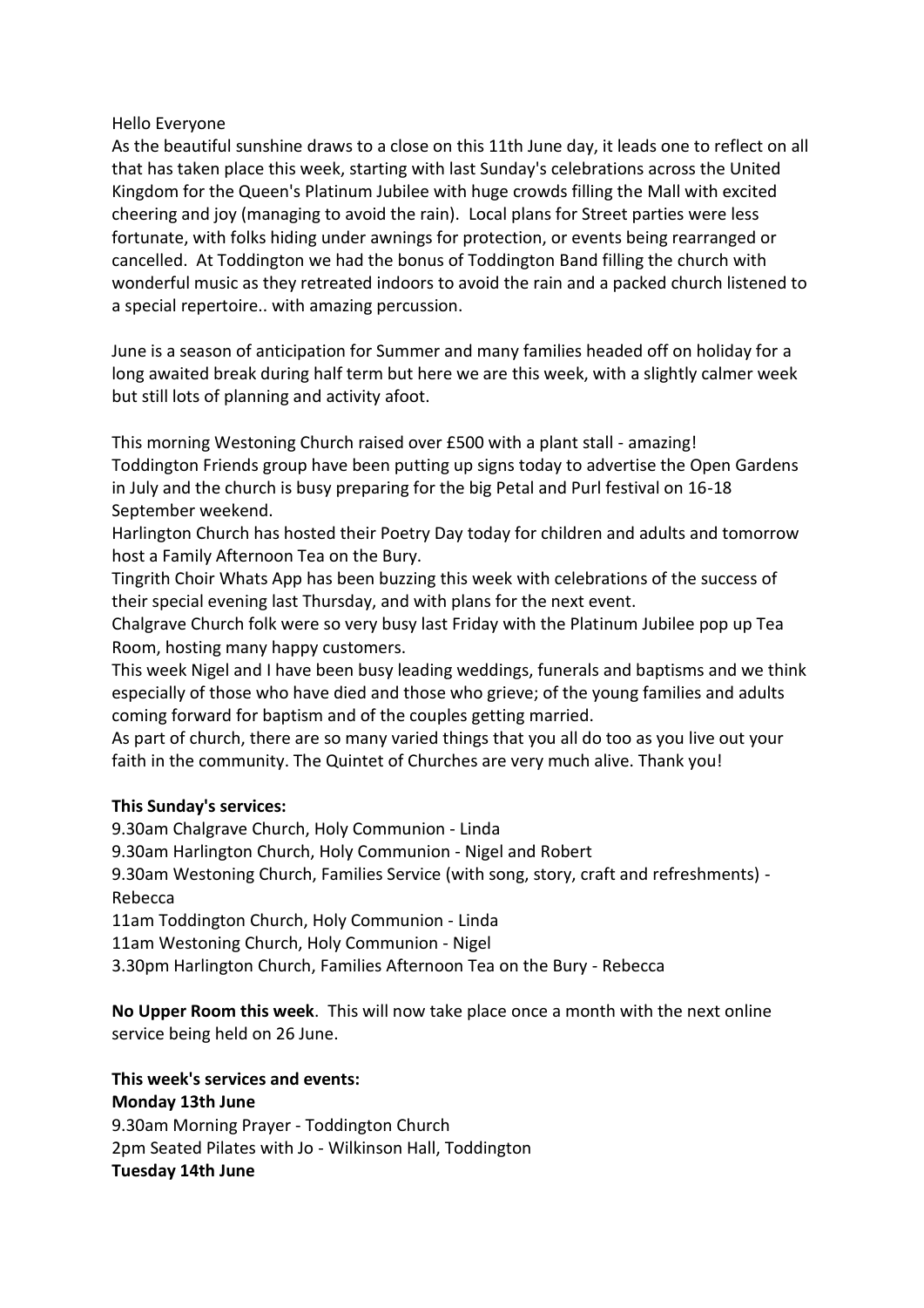Hello Everyone

As the beautiful sunshine draws to a close on this 11th June day, it leads one to reflect on all that has taken place this week, starting with last Sunday's celebrations across the United Kingdom for the Queen's Platinum Jubilee with huge crowds filling the Mall with excited cheering and joy (managing to avoid the rain). Local plans for Street parties were less fortunate, with folks hiding under awnings for protection, or events being rearranged or cancelled. At Toddington we had the bonus of Toddington Band filling the church with wonderful music as they retreated indoors to avoid the rain and a packed church listened to a special repertoire.. with amazing percussion.

June is a season of anticipation for Summer and many families headed off on holiday for a long awaited break during half term but here we are this week, with a slightly calmer week but still lots of planning and activity afoot.

This morning Westoning Church raised over £500 with a plant stall - amazing!
Toddington Friends group have been putting up signs today to advertise the Open Gardens in July and the church is busy preparing for the big Petal and Purl festival on 16-18 September weekend.
Harlington Church has hosted their Poetry Day today for children and adults and tomorrow host a Family Afternoon Tea on the Bury.
Tingrith Choir Whats App has been buzzing this week with celebrations of the success of their special evening last Thursday, and with plans for the next event.
Chalgrave Church folk were so very busy last Friday with the Platinum Jubilee pop up Tea Room, hosting many happy customers.
This week Nigel and I have been busy leading weddings, funerals and baptisms and we think especially of those who have died and those who grieve; of the young families and adults coming forward for baptism and of the couples getting married.
As part of church, there are so many varied things that you all do too as you live out your faith in the community. The Quintet of Churches are very much alive. Thank you!

**This Sunday's services:**
9.30am Chalgrave Church, Holy Communion - Linda
9.30am Harlington Church, Holy Communion - Nigel and Robert
9.30am Westoning Church, Families Service (with song, story, craft and refreshments) - Rebecca
11am Toddington Church, Holy Communion - Linda
11am Westoning Church, Holy Communion - Nigel
3.30pm Harlington Church, Families Afternoon Tea on the Bury - Rebecca

**No Upper Room this week**. This will now take place once a month with the next online service being held on 26 June.

**This week's services and events:**
**Monday 13th June**
9.30am Morning Prayer - Toddington Church
2pm Seated Pilates with Jo - Wilkinson Hall, Toddington
**Tuesday 14th June**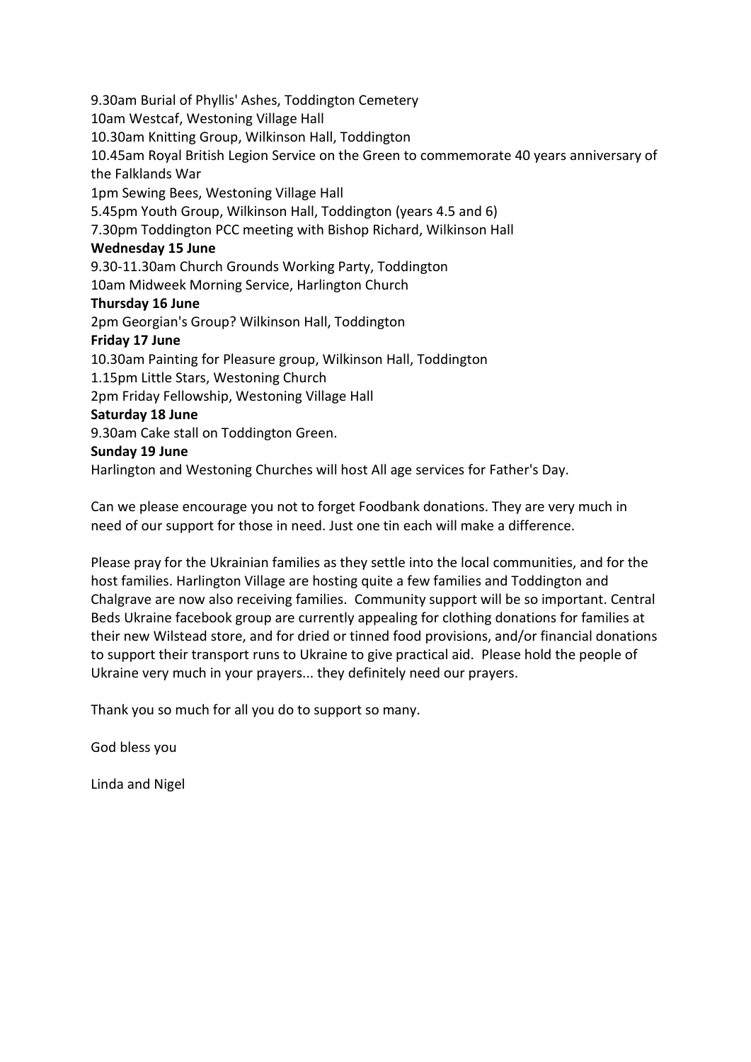9.30am Burial of Phyllis' Ashes, Toddington Cemetery
10am Westcaf, Westoning Village Hall
10.30am Knitting Group, Wilkinson Hall, Toddington
10.45am Royal British Legion Service on the Green to commemorate 40 years anniversary of the Falklands War
1pm Sewing Bees, Westoning Village Hall
5.45pm Youth Group, Wilkinson Hall, Toddington (years 4.5 and 6)
7.30pm Toddington PCC meeting with Bishop Richard, Wilkinson Hall

**Wednesday 15 June**

9.30-11.30am Church Grounds Working Party, Toddington
10am Midweek Morning Service, Harlington Church

**Thursday 16 June**

2pm Georgian's Group? Wilkinson Hall, Toddington

**Friday 17 June**

10.30am Painting for Pleasure group, Wilkinson Hall, Toddington
1.15pm Little Stars, Westoning Church
2pm Friday Fellowship, Westoning Village Hall

**Saturday 18 June**

9.30am Cake stall on Toddington Green.

**Sunday 19 June**

Harlington and Westoning Churches will host All age services for Father's Day.

Can we please encourage you not to forget Foodbank donations. They are very much in need of our support for those in need. Just one tin each will make a difference.

Please pray for the Ukrainian families as they settle into the local communities, and for the host families. Harlington Village are hosting quite a few families and Toddington and Chalgrave are now also receiving families. Community support will be so important. Central Beds Ukraine facebook group are currently appealing for clothing donations for families at their new Wilstead store, and for dried or tinned food provisions, and/or financial donations to support their transport runs to Ukraine to give practical aid. Please hold the people of Ukraine very much in your prayers... they definitely need our prayers.

Thank you so much for all you do to support so many.

God bless you

Linda and Nigel